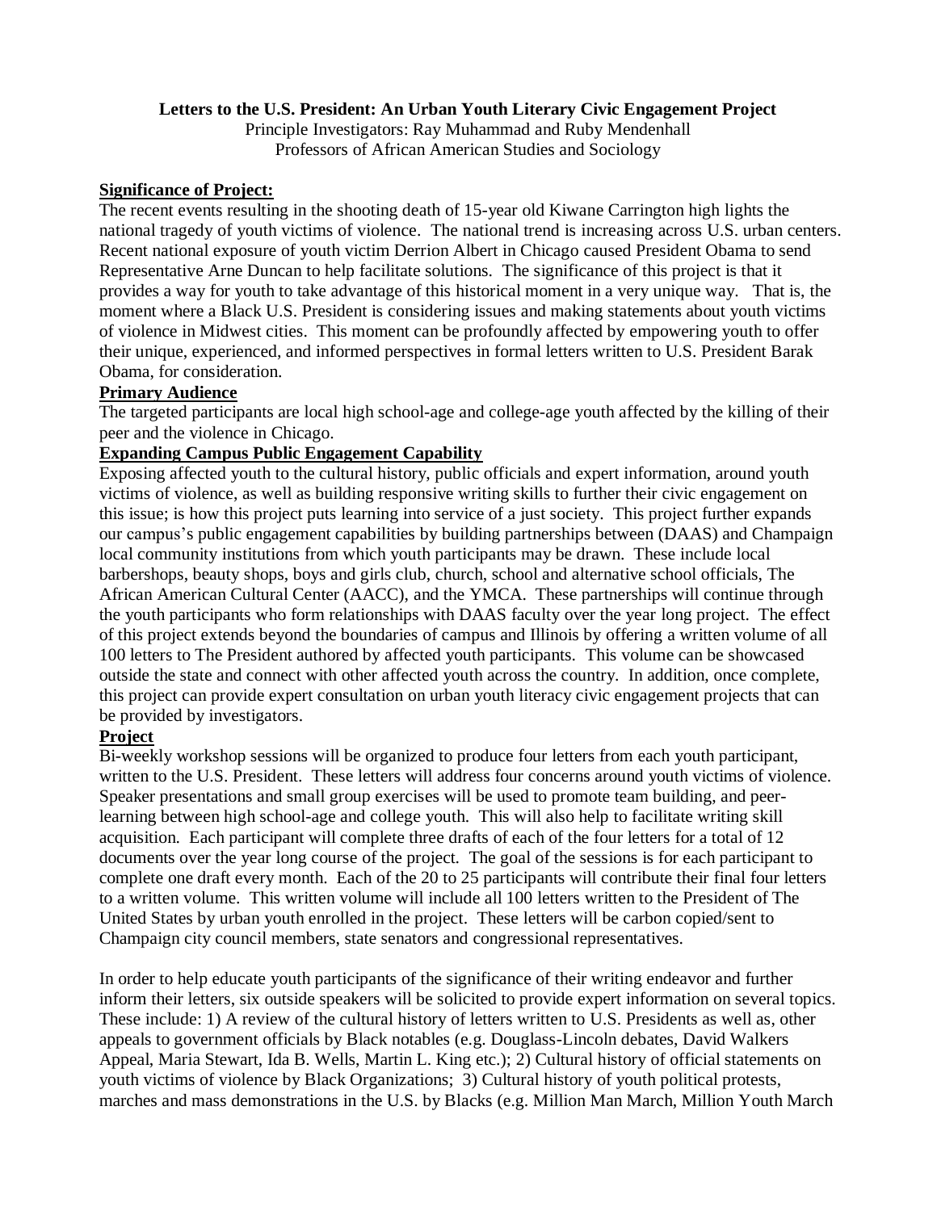**Letters to the U.S. President: An Urban Youth Literary Civic Engagement Project**

Principle Investigators: Ray Muhammad and Ruby Mendenhall
Professors of African American Studies and Sociology

**Significance of Project:**

The recent events resulting in the shooting death of 15-year old Kiwane Carrington high lights the national tragedy of youth victims of violence. The national trend is increasing across U.S. urban centers. Recent national exposure of youth victim Derrion Albert in Chicago caused President Obama to send Representative Arne Duncan to help facilitate solutions. The significance of this project is that it provides a way for youth to take advantage of this historical moment in a very unique way. That is, the moment where a Black U.S. President is considering issues and making statements about youth victims of violence in Midwest cities. This moment can be profoundly affected by empowering youth to offer their unique, experienced, and informed perspectives in formal letters written to U.S. President Barak Obama, for consideration.

**Primary Audience**

The targeted participants are local high school-age and college-age youth affected by the killing of their peer and the violence in Chicago.

**Expanding Campus Public Engagement Capability**

Exposing affected youth to the cultural history, public officials and expert information, around youth victims of violence, as well as building responsive writing skills to further their civic engagement on this issue; is how this project puts learning into service of a just society. This project further expands our campus's public engagement capabilities by building partnerships between (DAAS) and Champaign local community institutions from which youth participants may be drawn. These include local barbershops, beauty shops, boys and girls club, church, school and alternative school officials, The African American Cultural Center (AACC), and the YMCA. These partnerships will continue through the youth participants who form relationships with DAAS faculty over the year long project. The effect of this project extends beyond the boundaries of campus and Illinois by offering a written volume of all 100 letters to The President authored by affected youth participants. This volume can be showcased outside the state and connect with other affected youth across the country. In addition, once complete, this project can provide expert consultation on urban youth literacy civic engagement projects that can be provided by investigators.

**Project**

Bi-weekly workshop sessions will be organized to produce four letters from each youth participant, written to the U.S. President. These letters will address four concerns around youth victims of violence. Speaker presentations and small group exercises will be used to promote team building, and peer-learning between high school-age and college youth. This will also help to facilitate writing skill acquisition. Each participant will complete three drafts of each of the four letters for a total of 12 documents over the year long course of the project. The goal of the sessions is for each participant to complete one draft every month. Each of the 20 to 25 participants will contribute their final four letters to a written volume. This written volume will include all 100 letters written to the President of The United States by urban youth enrolled in the project. These letters will be carbon copied/sent to Champaign city council members, state senators and congressional representatives.

In order to help educate youth participants of the significance of their writing endeavor and further inform their letters, six outside speakers will be solicited to provide expert information on several topics. These include: 1) A review of the cultural history of letters written to U.S. Presidents as well as, other appeals to government officials by Black notables (e.g. Douglass-Lincoln debates, David Walkers Appeal, Maria Stewart, Ida B. Wells, Martin L. King etc.); 2) Cultural history of official statements on youth victims of violence by Black Organizations; 3) Cultural history of youth political protests, marches and mass demonstrations in the U.S. by Blacks (e.g. Million Man March, Million Youth March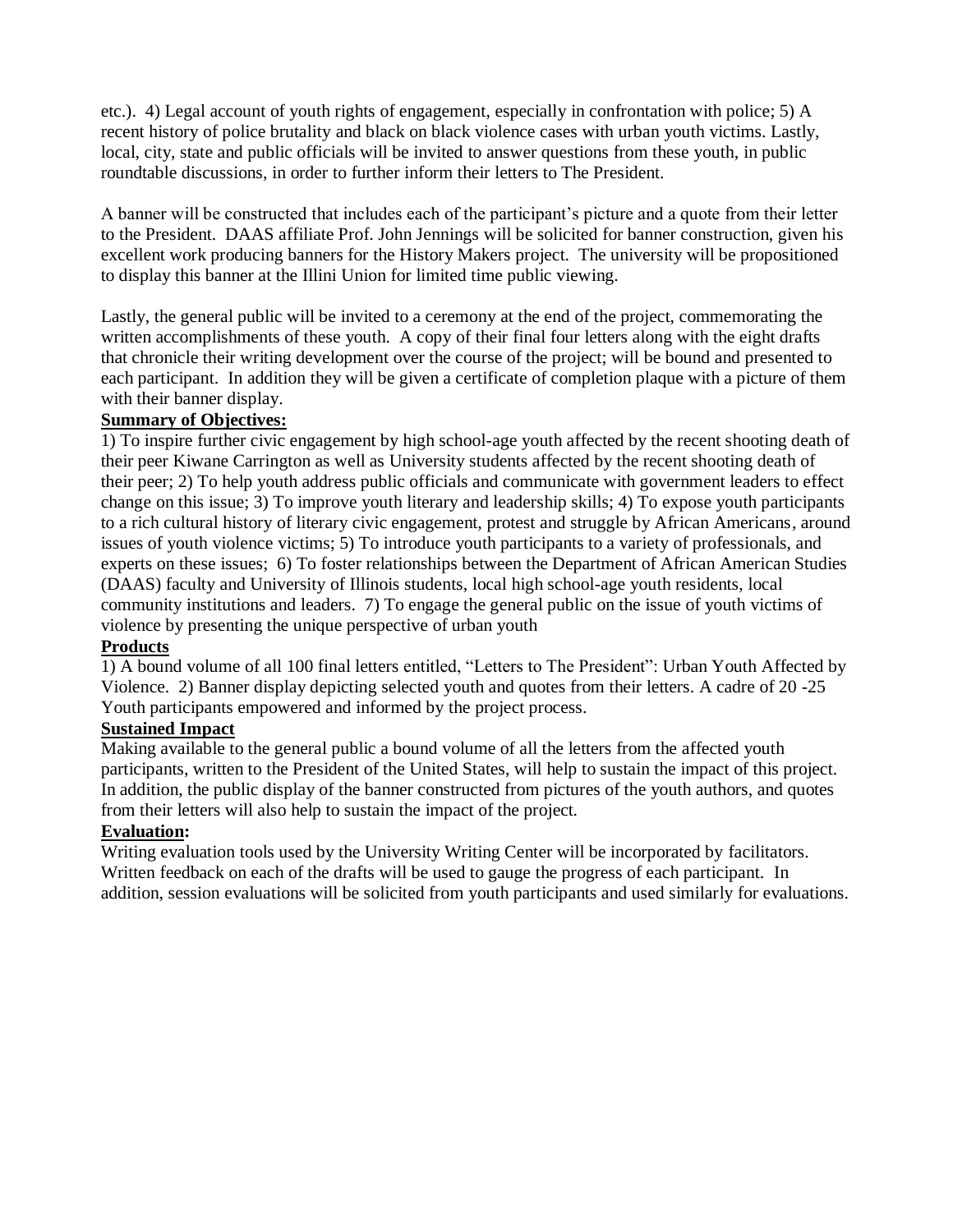etc.). 4) Legal account of youth rights of engagement, especially in confrontation with police; 5) A recent history of police brutality and black on black violence cases with urban youth victims. Lastly, local, city, state and public officials will be invited to answer questions from these youth, in public roundtable discussions, in order to further inform their letters to The President.

A banner will be constructed that includes each of the participant's picture and a quote from their letter to the President. DAAS affiliate Prof. John Jennings will be solicited for banner construction, given his excellent work producing banners for the History Makers project. The university will be propositioned to display this banner at the Illini Union for limited time public viewing.

Lastly, the general public will be invited to a ceremony at the end of the project, commemorating the written accomplishments of these youth. A copy of their final four letters along with the eight drafts that chronicle their writing development over the course of the project; will be bound and presented to each participant. In addition they will be given a certificate of completion plaque with a picture of them with their banner display.

**Summary of Objectives:**

1) To inspire further civic engagement by high school-age youth affected by the recent shooting death of their peer Kiwane Carrington as well as University students affected by the recent shooting death of their peer; 2) To help youth address public officials and communicate with government leaders to effect change on this issue; 3) To improve youth literary and leadership skills; 4) To expose youth participants to a rich cultural history of literary civic engagement, protest and struggle by African Americans, around issues of youth violence victims; 5) To introduce youth participants to a variety of professionals, and experts on these issues; 6) To foster relationships between the Department of African American Studies (DAAS) faculty and University of Illinois students, local high school-age youth residents, local community institutions and leaders. 7) To engage the general public on the issue of youth victims of violence by presenting the unique perspective of urban youth

**Products**

1) A bound volume of all 100 final letters entitled, "Letters to The President": Urban Youth Affected by Violence. 2) Banner display depicting selected youth and quotes from their letters. A cadre of 20 -25 Youth participants empowered and informed by the project process.

**Sustained Impact**

Making available to the general public a bound volume of all the letters from the affected youth participants, written to the President of the United States, will help to sustain the impact of this project. In addition, the public display of the banner constructed from pictures of the youth authors, and quotes from their letters will also help to sustain the impact of the project.

**Evaluation:**

Writing evaluation tools used by the University Writing Center will be incorporated by facilitators. Written feedback on each of the drafts will be used to gauge the progress of each participant. In addition, session evaluations will be solicited from youth participants and used similarly for evaluations.